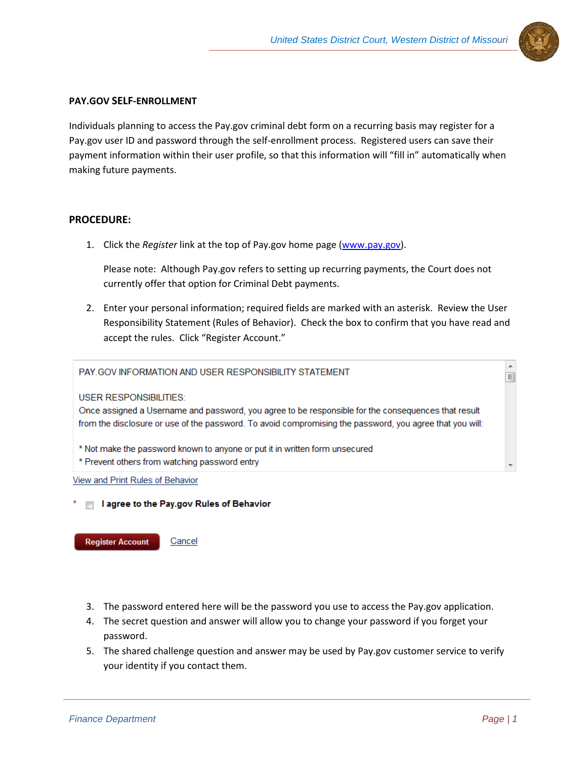## PAY.GOV SELF-ENROLLMENT

Individuals planning to access the Pay.gov criminal debt form on a recurring basis may register for a Pay.gov user ID and password through the self-enrollment process. Registered users can save their payment information within their user profile, so that this information will "fill in" automatically when making future payments.

## PROCEDURE:

1. Click the *Register* link at the top of Pay.gov home page (www.pay.gov).

   Please note: Although Pay.gov refers to setting up recurring payments, the Court does not currently offer that option for Criminal Debt payments.

2. Enter your personal information; required fields are marked with an asterisk. Review the User Responsibility Statement (Rules of Behavior). Check the box to confirm that you have read and accept the rules. Click "Register Account."

PAY.GOV INFORMATION AND USER RESPONSIBILITY STATEMENT

USER RESPONSIBILITIES:
Once assigned a Username and password, you agree to be responsible for the consequences that result from the disclosure or use of the password. To avoid compromising the password, you agree that you will:

* Not make the password known to anyone or put it in written form unsecured
* Prevent others from watching password entry

View and Print Rules of Behavior

* ☐ **I agree to the Pay.gov Rules of Behavior**

Register Account   Cancel

3. The password entered here will be the password you use to access the Pay.gov application.
4. The secret question and answer will allow you to change your password if you forget your password.
5. The shared challenge question and answer may be used by Pay.gov customer service to verify your identity if you contact them.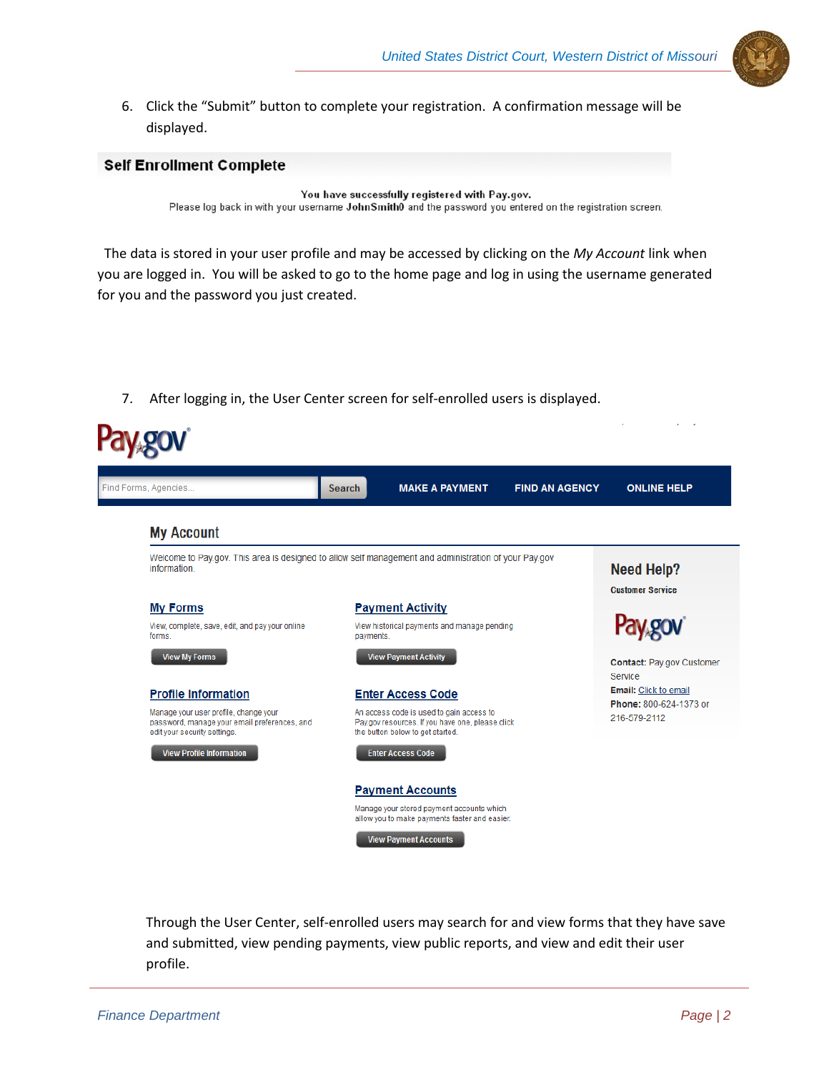6. Click the "Submit" button to complete your registration. A confirmation message will be displayed.

**Self Enrollment Complete**

You have successfully registered with Pay.gov.
Please log back in with your username **JohnSmith0** and the password you entered on the registration screen.

The data is stored in your user profile and may be accessed by clicking on the *My Account* link when you are logged in. You will be asked to go to the home page and log in using the username generated for you and the password you just created.

7. After logging in, the User Center screen for self-enrolled users is displayed.

Pay.gov

Find Forms, Agencies... | Search | MAKE A PAYMENT | FIND AN AGENCY | ONLINE HELP

## My Account

Welcome to Pay.gov. This area is designed to allow self management and administration of your Pay.gov information.

**My Forms**
View, complete, save, edit, and pay your online forms.
View My Forms

**Payment Activity**
View historical payments and manage pending payments.
View Payment Activity

**Profile Information**
Manage your user profile, change your password, manage your email preferences, and edit your security settings.
View Profile Information

**Enter Access Code**
An access code is used to gain access to Pay.gov resources. If you have one, please click the button below to get started.
Enter Access Code

**Payment Accounts**
Manage your stored payment accounts which allow you to make payments faster and easier.
View Payment Accounts

**Need Help?**
Customer Service
Pay.gov
**Contact:** Pay.gov Customer Service
**Email:** Click to email
**Phone:** 800-624-1373 or 216-579-2112

Through the User Center, self-enrolled users may search for and view forms that they have save and submitted, view pending payments, view public reports, and view and edit their user profile.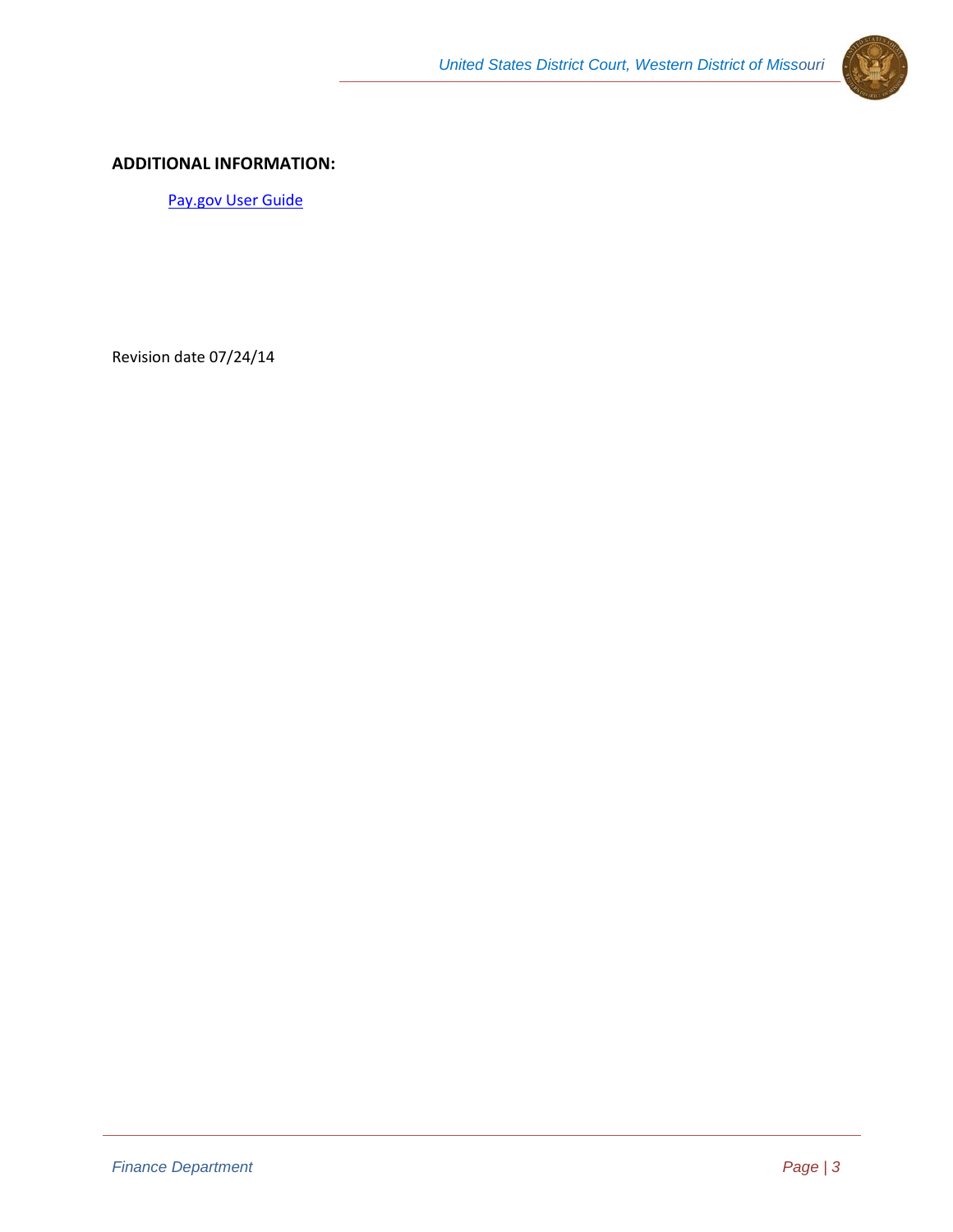**ADDITIONAL INFORMATION:**

Pay.gov User Guide

Revision date 07/24/14